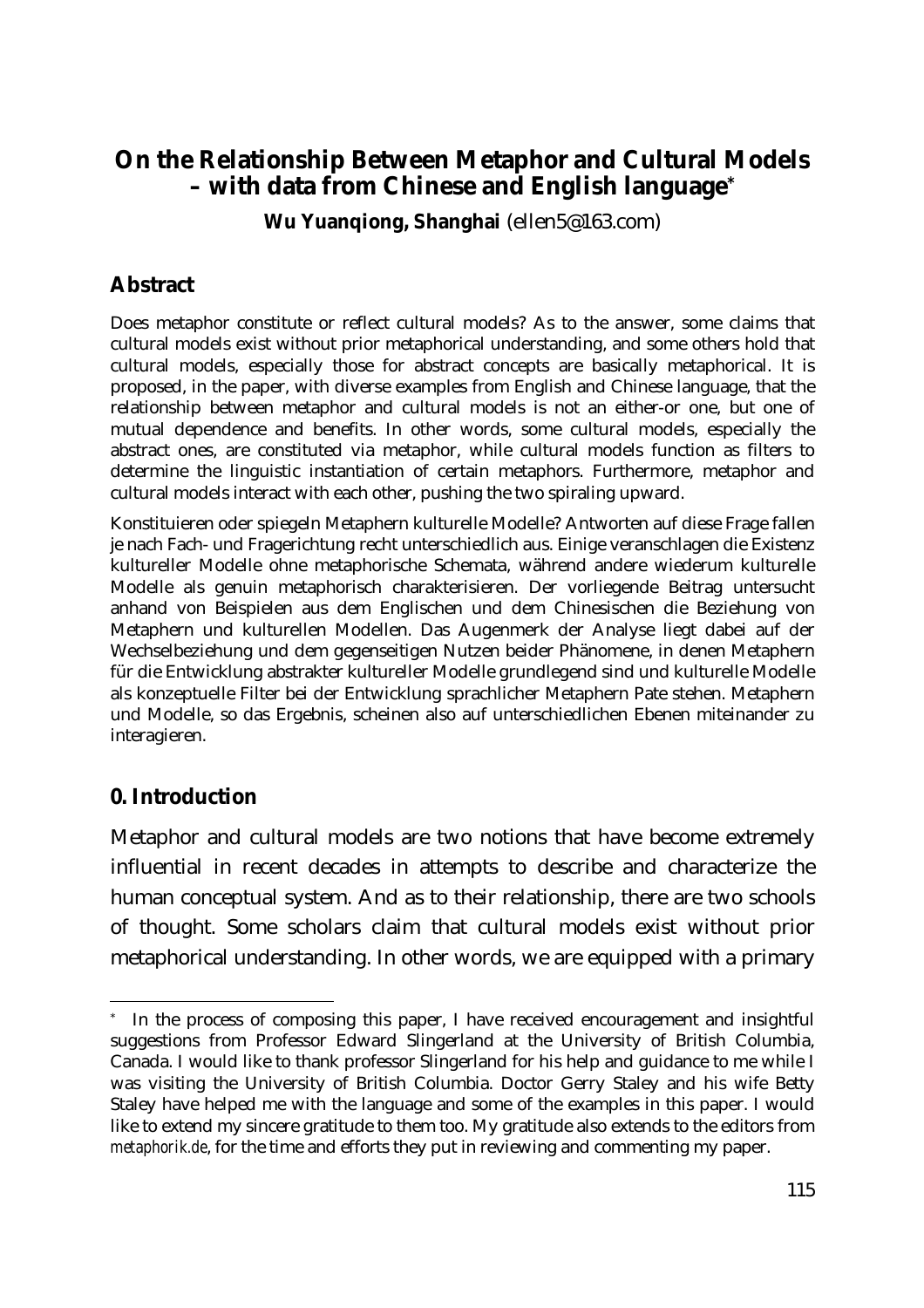# On the Relationship Between Metaphor and Cultural Models – with data from Chinese and English language*

**Wu Yuanqiong, Shanghai** (ellen5@163.com)

## Abstract

Does metaphor constitute or reflect cultural models? As to the answer, some claims that cultural models exist without prior metaphorical understanding, and some others hold that cultural models, especially those for abstract concepts are basically metaphorical. It is proposed, in the paper, with diverse examples from English and Chinese language, that the relationship between metaphor and cultural models is not an either-or one, but one of mutual dependence and benefits. In other words, some cultural models, especially the abstract ones, are constituted via metaphor, while cultural models function as filters to determine the linguistic instantiation of certain metaphors. Furthermore, metaphor and cultural models interact with each other, pushing the two spiraling upward.

Konstituieren oder spiegeln Metaphern kulturelle Modelle? Antworten auf diese Frage fallen je nach Fach- und Fragerichtung recht unterschiedlich aus. Einige veranschlagen die Existenz kultureller Modelle ohne metaphorische Schemata, während andere wiederum kulturelle Modelle als genuin metaphorisch charakterisieren. Der vorliegende Beitrag untersucht anhand von Beispielen aus dem Englischen und dem Chinesischen die Beziehung von Metaphern und kulturellen Modellen. Das Augenmerk der Analyse liegt dabei auf der Wechselbeziehung und dem gegenseitigen Nutzen beider Phänomene, in denen Metaphern für die Entwicklung abstrakter kultureller Modelle grundlegend sind und kulturelle Modelle als konzeptuelle Filter bei der Entwicklung sprachlicher Metaphern Pate stehen. Metaphern und Modelle, so das Ergebnis, scheinen also auf unterschiedlichen Ebenen miteinander zu interagieren.

## 0. Introduction

Metaphor and cultural models are two notions that have become extremely influential in recent decades in attempts to describe and characterize the human conceptual system. And as to their relationship, there are two schools of thought. Some scholars claim that cultural models exist without prior metaphorical understanding. In other words, we are equipped with a primary

---

* In the process of composing this paper, I have received encouragement and insightful suggestions from Professor Edward Slingerland at the University of British Columbia, Canada. I would like to thank professor Slingerland for his help and guidance to me while I was visiting the University of British Columbia. Doctor Gerry Staley and his wife Betty Staley have helped me with the language and some of the examples in this paper. I would like to extend my sincere gratitude to them too. My gratitude also extends to the editors from *metaphorik.de*, for the time and efforts they put in reviewing and commenting my paper.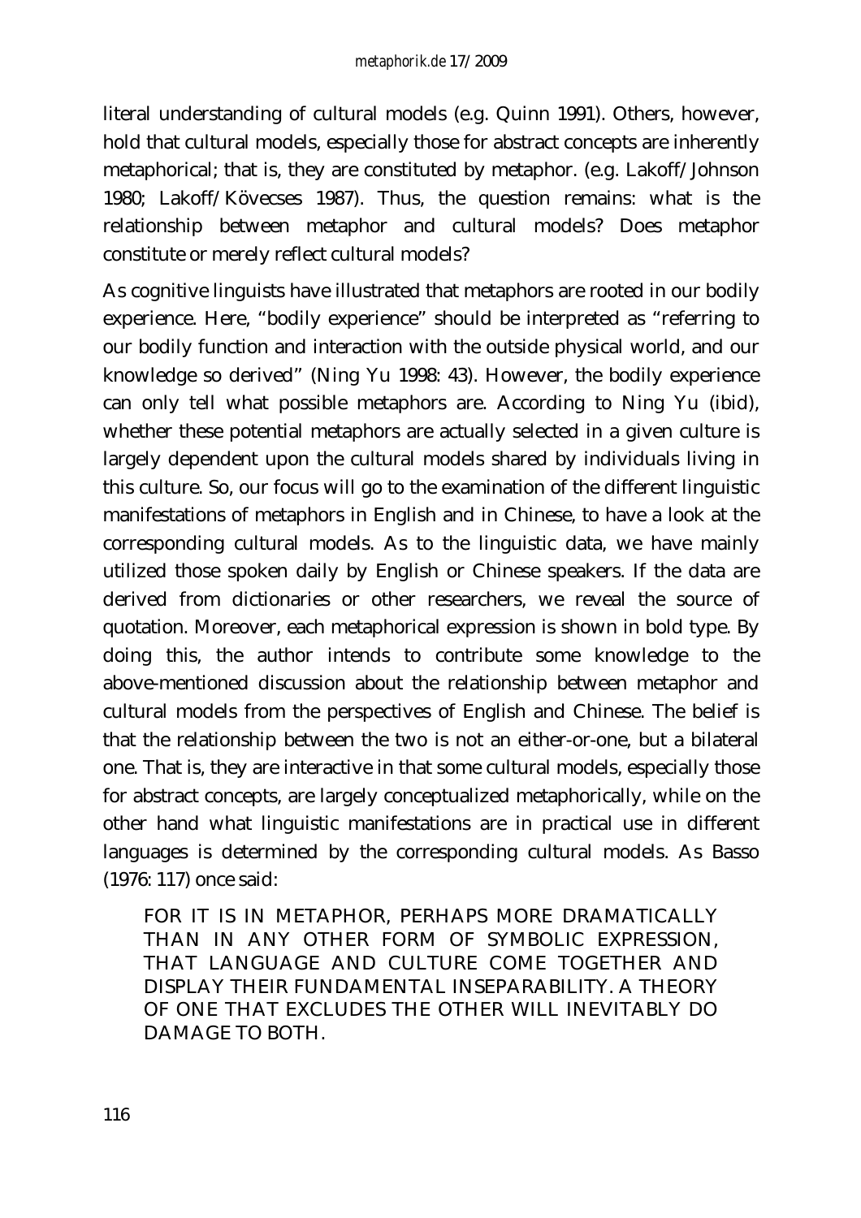literal understanding of cultural models (e.g. Quinn 1991). Others, however, hold that cultural models, especially those for abstract concepts are inherently metaphorical; that is, they are constituted by metaphor. (e.g. Lakoff/Johnson 1980; Lakoff/Kövecses 1987). Thus, the question remains: what is the relationship between metaphor and cultural models? Does metaphor constitute or merely reflect cultural models?

As cognitive linguists have illustrated that metaphors are rooted in our bodily experience. Here, "bodily experience" should be interpreted as "referring to our bodily function and interaction with the outside physical world, and our knowledge so derived" (Ning Yu 1998: 43). However, the bodily experience can only tell what possible metaphors are. According to Ning Yu (ibid), whether these potential metaphors are actually selected in a given culture is largely dependent upon the cultural models shared by individuals living in this culture. So, our focus will go to the examination of the different linguistic manifestations of metaphors in English and in Chinese, to have a look at the corresponding cultural models. As to the linguistic data, we have mainly utilized those spoken daily by English or Chinese speakers. If the data are derived from dictionaries or other researchers, we reveal the source of quotation. Moreover, each metaphorical expression is shown in bold type. By doing this, the author intends to contribute some knowledge to the above-mentioned discussion about the relationship between metaphor and cultural models from the perspectives of English and Chinese. The belief is that the relationship between the two is not an either-or-one, but a bilateral one. That is, they are interactive in that some cultural models, especially those for abstract concepts, are largely conceptualized metaphorically, while on the other hand what linguistic manifestations are in practical use in different languages is determined by the corresponding cultural models. As Basso (1976: 117) once said:

> FOR IT IS IN METAPHOR, PERHAPS MORE DRAMATICALLY THAN IN ANY OTHER FORM OF SYMBOLIC EXPRESSION, THAT LANGUAGE AND CULTURE COME TOGETHER AND DISPLAY THEIR FUNDAMENTAL INSEPARABILITY. A THEORY OF ONE THAT EXCLUDES THE OTHER WILL INEVITABLY DO DAMAGE TO BOTH.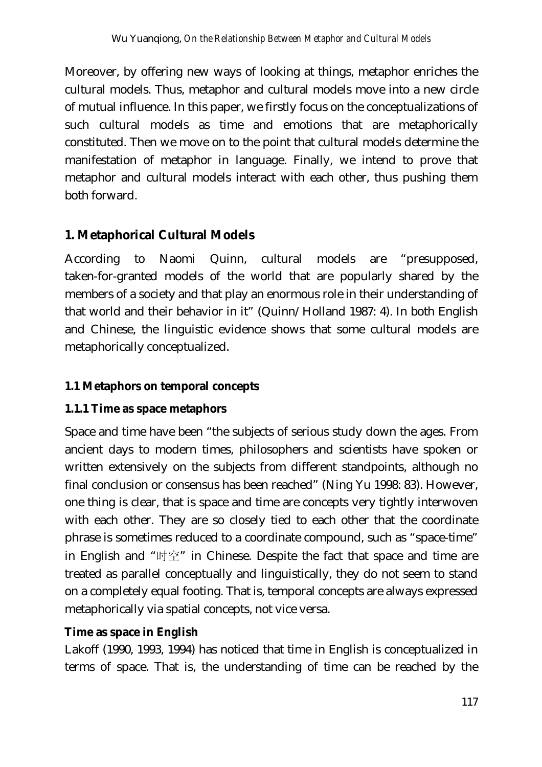Moreover, by offering new ways of looking at things, metaphor enriches the cultural models. Thus, metaphor and cultural models move into a new circle of mutual influence. In this paper, we firstly focus on the conceptualizations of such cultural models as time and emotions that are metaphorically constituted. Then we move on to the point that cultural models determine the manifestation of metaphor in language. Finally, we intend to prove that metaphor and cultural models interact with each other, thus pushing them both forward.

## 1. Metaphorical Cultural Models

According to Naomi Quinn, cultural models are "presupposed, taken-for-granted models of the world that are popularly shared by the members of a society and that play an enormous role in their understanding of that world and their behavior in it" (Quinn/Holland 1987: 4). In both English and Chinese, the linguistic evidence shows that some cultural models are metaphorically conceptualized.

### 1.1 Metaphors on temporal concepts

#### 1.1.1 Time as space metaphors

Space and time have been "the subjects of serious study down the ages. From ancient days to modern times, philosophers and scientists have spoken or written extensively on the subjects from different standpoints, although no final conclusion or consensus has been reached" (Ning Yu 1998: 83). However, one thing is clear, that is space and time are concepts very tightly interwoven with each other. They are so closely tied to each other that the coordinate phrase is sometimes reduced to a coordinate compound, such as "space-time" in English and "时空" in Chinese. Despite the fact that space and time are treated as parallel conceptually and linguistically, they do not seem to stand on a completely equal footing. That is, temporal concepts are always expressed metaphorically via spatial concepts, not vice versa.

**Time as space in English**

Lakoff (1990, 1993, 1994) has noticed that time in English is conceptualized in terms of space. That is, the understanding of time can be reached by the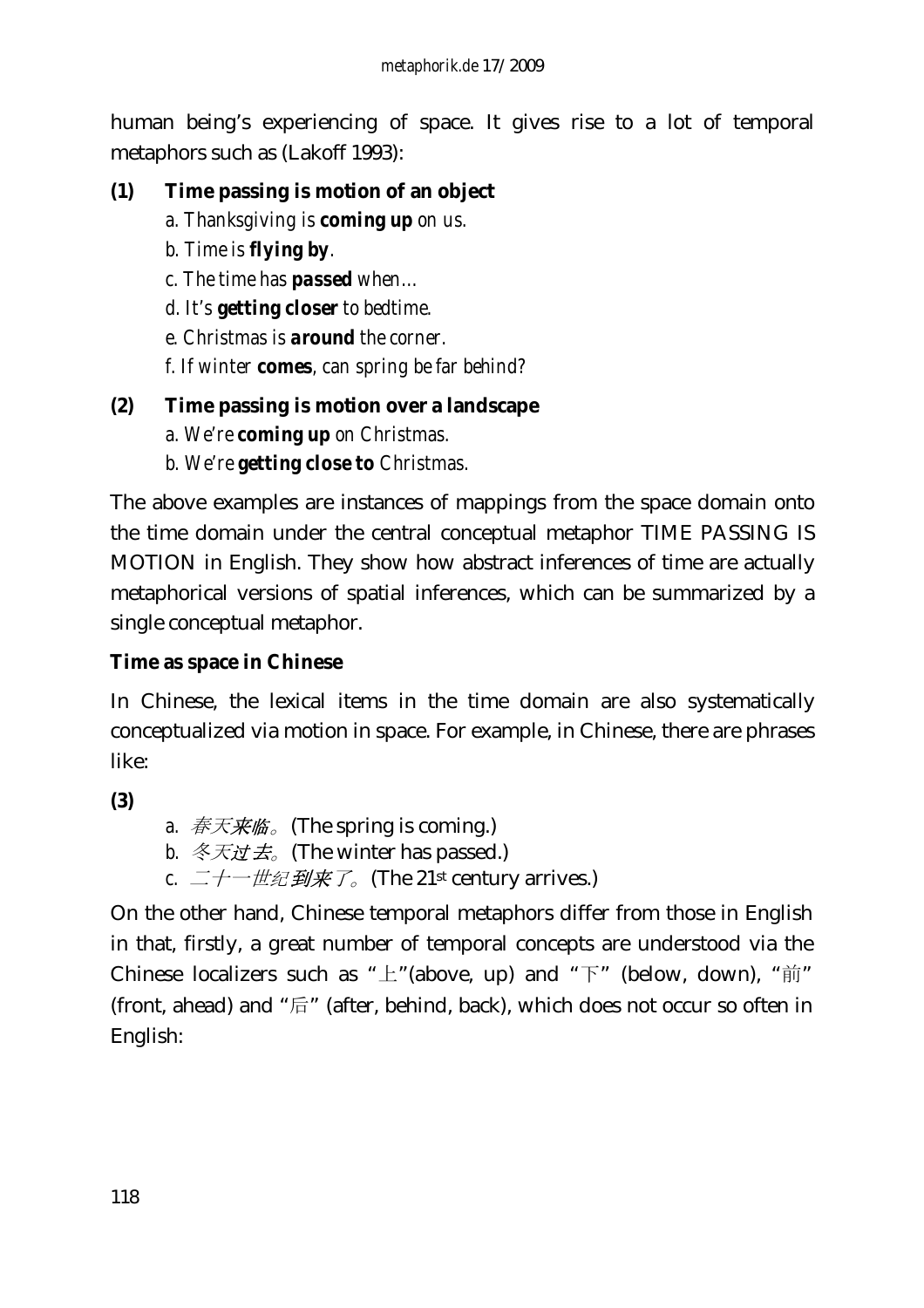human being's experiencing of space. It gives rise to a lot of temporal metaphors such as (Lakoff 1993):

**(1) Time passing is motion of an object**

*a. Thanksgiving is **coming up** on us.*
*b. Time is **flying by**.*
*c. The time has **passed** when…*
*d. It's **getting closer** to bedtime.*
*e. Christmas is **around** the corner.*
*f. If winter **comes**, can spring be far behind?*

**(2) Time passing is motion over a landscape**

*a. We're **coming up** on Christmas.*
*b. We're **getting close to** Christmas.*

The above examples are instances of mappings from the space domain onto the time domain under the central conceptual metaphor TIME PASSING IS MOTION in English. They show how abstract inferences of time are actually metaphorical versions of spatial inferences, which can be summarized by a single conceptual metaphor.

**Time as space in Chinese**

In Chinese, the lexical items in the time domain are also systematically conceptualized via motion in space. For example, in Chinese, there are phrases like:

**(3)**

a. *春天**来临**。* (The spring is coming.)
b. *冬天**过去**。* (The winter has passed.)
c. *二十一世纪**到来**了。* (The 21st century arrives.)

On the other hand, Chinese temporal metaphors differ from those in English in that, firstly, a great number of temporal concepts are understood via the Chinese localizers such as "上"(above, up) and "下" (below, down), "前" (front, ahead) and "后" (after, behind, back), which does not occur so often in English: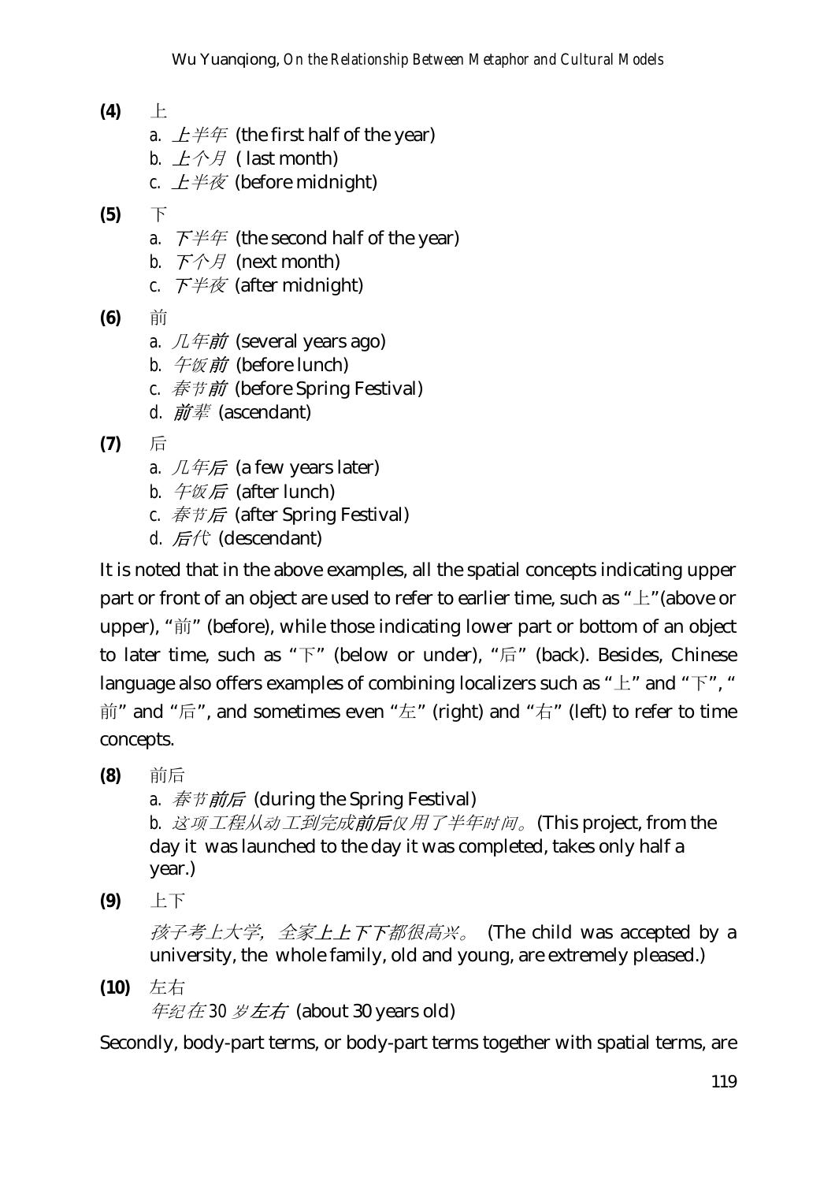**(4)** 上

a. *上半年* (the first half of the year)

b. *上个月* ( last month)

c. *上半夜* (before midnight)

**(5)** 下

a. *下半年* (the second half of the year)

b. *下个月* (next month)

c. *下半夜* (after midnight)

**(6)** 前

a. *几年**前*** (several years ago)

b. *午饭**前*** (before lunch)

c. *春节**前*** (before Spring Festival)

d. ***前**辈* (ascendant)

**(7)** 后

a. *几年**后*** (a few years later)

b. *午饭**后*** (after lunch)

c. *春节**后*** (after Spring Festival)

d. ***后**代* (descendant)

It is noted that in the above examples, all the spatial concepts indicating upper part or front of an object are used to refer to earlier time, such as "上"(above or upper), "前" (before), while those indicating lower part or bottom of an object to later time, such as "下" (below or under), "后" (back). Besides, Chinese language also offers examples of combining localizers such as "上" and "下", "前" and "后", and sometimes even "左" (right) and "右" (left) to refer to time concepts.

**(8)** 前后

a. *春节**前后*** (during the Spring Festival)

b. *这项工程从动工到完成**前后**仅用了半年时间。* (This project, from the day it was launched to the day it was completed, takes only half a year.)

**(9)** 上下

*孩子考上大学，全家**上上下下**都很高兴。* (The child was accepted by a university, the whole family, old and young, are extremely pleased.)

**(10)** 左右

*年纪在30岁**左右*** (about 30 years old)

Secondly, body-part terms, or body-part terms together with spatial terms, are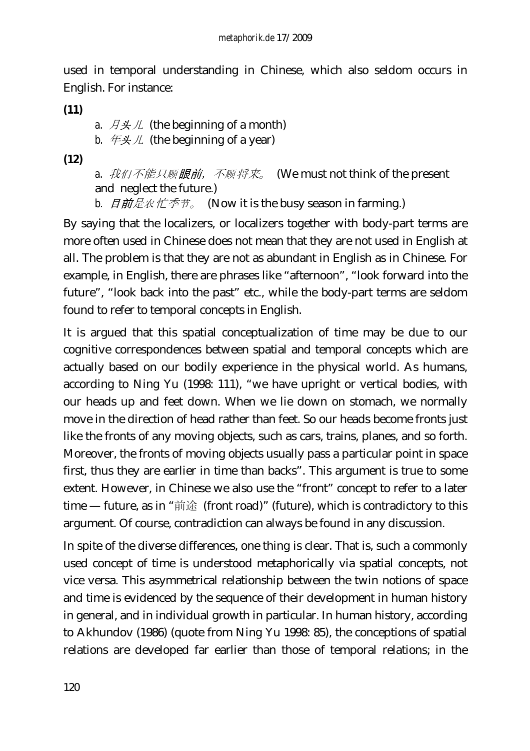used in temporal understanding in Chinese, which also seldom occurs in English. For instance:

**(11)**

a. *月头儿* (the beginning of a month)

b. *年头儿* (the beginning of a year)

**(12)**

a. *我们不能只顾**眼前**，不顾将来。* (We must not think of the present and neglect the future.)

b. ***目前**是农忙季节。* (Now it is the busy season in farming.)

By saying that the localizers, or localizers together with body-part terms are more often used in Chinese does not mean that they are not used in English at all. The problem is that they are not as abundant in English as in Chinese. For example, in English, there are phrases like "afternoon", "look forward into the future", "look back into the past" etc., while the body-part terms are seldom found to refer to temporal concepts in English.

It is argued that this spatial conceptualization of time may be due to our cognitive correspondences between spatial and temporal concepts which are actually based on our bodily experience in the physical world. As humans, according to Ning Yu (1998: 111), "we have upright or vertical bodies, with our heads up and feet down. When we lie down on stomach, we normally move in the direction of head rather than feet. So our heads become fronts just like the fronts of any moving objects, such as cars, trains, planes, and so forth. Moreover, the fronts of moving objects usually pass a particular point in space first, thus they are earlier in time than backs". This argument is true to some extent. However, in Chinese we also use the "front" concept to refer to a later time — future, as in "前途 (front road)" (future), which is contradictory to this argument. Of course, contradiction can always be found in any discussion.

In spite of the diverse differences, one thing is clear. That is, such a commonly used concept of time is understood metaphorically via spatial concepts, not vice versa. This asymmetrical relationship between the twin notions of space and time is evidenced by the sequence of their development in human history in general, and in individual growth in particular. In human history, according to Akhundov (1986) (quote from Ning Yu 1998: 85), the conceptions of spatial relations are developed far earlier than those of temporal relations; in the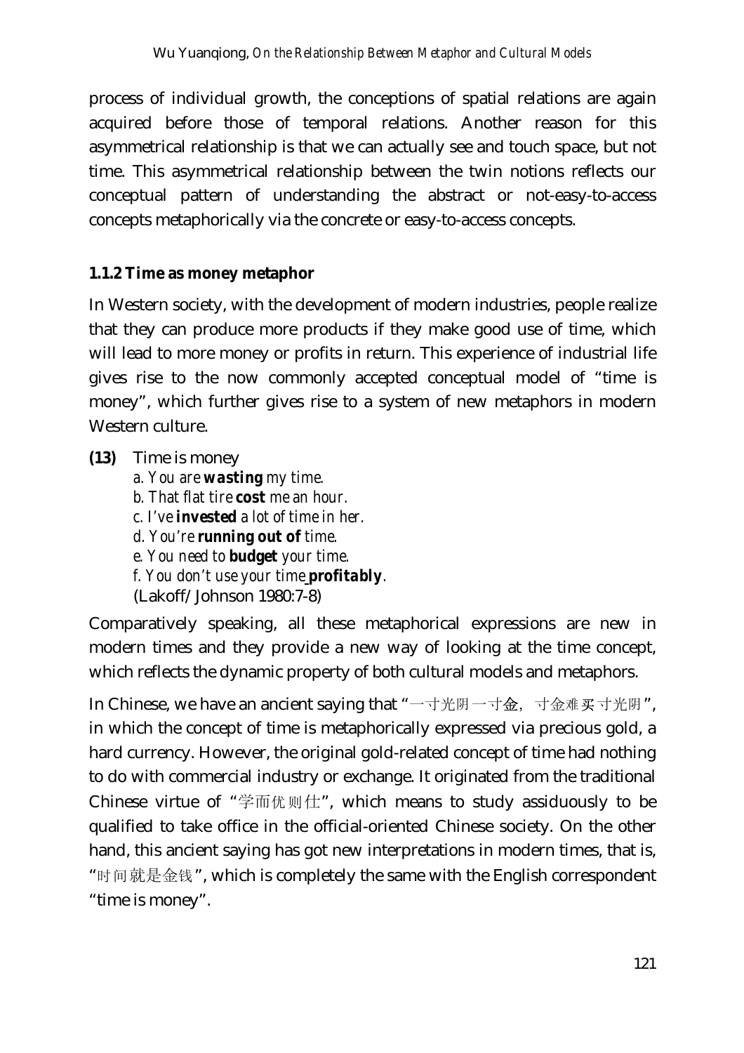process of individual growth, the conceptions of spatial relations are again acquired before those of temporal relations. Another reason for this asymmetrical relationship is that we can actually see and touch space, but not time. This asymmetrical relationship between the twin notions reflects our conceptual pattern of understanding the abstract or not-easy-to-access concepts metaphorically via the concrete or easy-to-access concepts.

### 1.1.2 Time as money metaphor

In Western society, with the development of modern industries, people realize that they can produce more products if they make good use of time, which will lead to more money or profits in return. This experience of industrial life gives rise to the now commonly accepted conceptual model of "time is money", which further gives rise to a system of new metaphors in modern Western culture.

**(13)** Time is money

*a. You are **wasting** my time.*
*b. That flat tire **cost** me an hour.*
*c. I've **invested** a lot of time in her.*
*d. You're **running out of** time.*
*e. You need to **budget** your time.*
*f. You don't use your time **profitably**.*
(Lakoff/Johnson 1980:7-8)

Comparatively speaking, all these metaphorical expressions are new in modern times and they provide a new way of looking at the time concept, which reflects the dynamic property of both cultural models and metaphors.

In Chinese, we have an ancient saying that "一寸光阴一寸金，寸金难买寸光阴", in which the concept of time is metaphorically expressed via precious gold, a hard currency. However, the original gold-related concept of time had nothing to do with commercial industry or exchange. It originated from the traditional Chinese virtue of "学而优则仕", which means to study assiduously to be qualified to take office in the official-oriented Chinese society. On the other hand, this ancient saying has got new interpretations in modern times, that is, "时间就是金钱", which is completely the same with the English correspondent "time is money".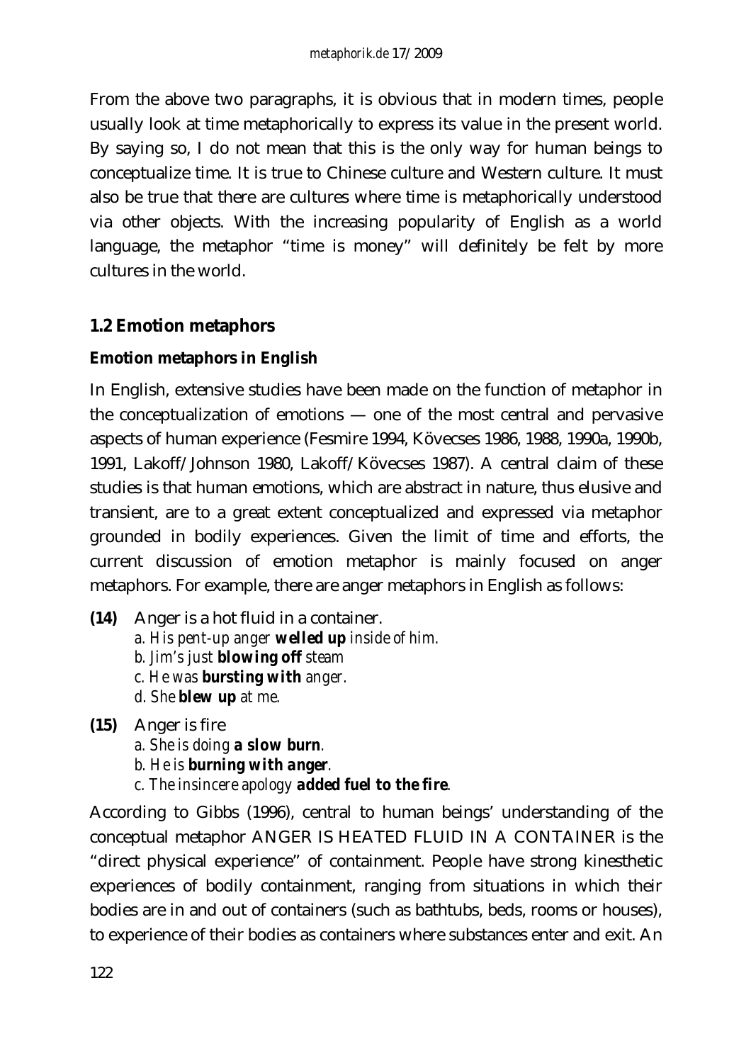From the above two paragraphs, it is obvious that in modern times, people usually look at time metaphorically to express its value in the present world. By saying so, I do not mean that this is the only way for human beings to conceptualize time. It is true to Chinese culture and Western culture. It must also be true that there are cultures where time is metaphorically understood via other objects. With the increasing popularity of English as a world language, the metaphor "time is money" will definitely be felt by more cultures in the world.

## 1.2 Emotion metaphors

### Emotion metaphors in English

In English, extensive studies have been made on the function of metaphor in the conceptualization of emotions — one of the most central and pervasive aspects of human experience (Fesmire 1994, Kövecses 1986, 1988, 1990a, 1990b, 1991, Lakoff/Johnson 1980, Lakoff/Kövecses 1987). A central claim of these studies is that human emotions, which are abstract in nature, thus elusive and transient, are to a great extent conceptualized and expressed via metaphor grounded in bodily experiences. Given the limit of time and efforts, the current discussion of emotion metaphor is mainly focused on anger metaphors. For example, there are anger metaphors in English as follows:

**(14)** Anger is a hot fluid in a container.
*a. His pent-up anger* ***welled up*** *inside of him.*
*b. Jim's just* ***blowing off*** *steam*
*c. He was* ***bursting with*** *anger.*
*d. She* ***blew up*** *at me.*

**(15)** Anger is fire
*a. She is doing* ***a slow burn****.*
*b. He is* ***burning with anger****.*
*c. The insincere apology* ***added fuel to the fire****.*

According to Gibbs (1996), central to human beings' understanding of the conceptual metaphor ANGER IS HEATED FLUID IN A CONTAINER is the "direct physical experience" of containment. People have strong kinesthetic experiences of bodily containment, ranging from situations in which their bodies are in and out of containers (such as bathtubs, beds, rooms or houses), to experience of their bodies as containers where substances enter and exit. An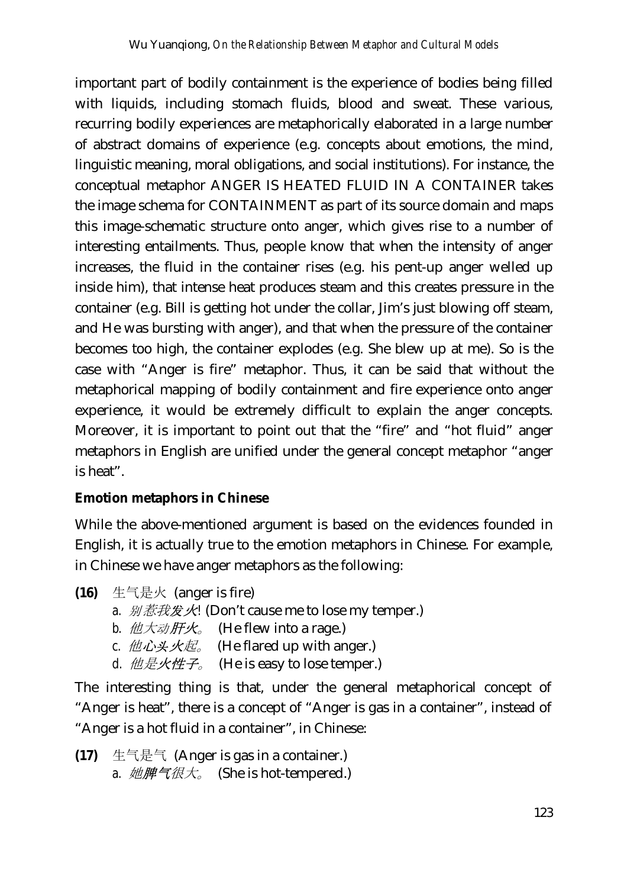important part of bodily containment is the experience of bodies being filled with liquids, including stomach fluids, blood and sweat. These various, recurring bodily experiences are metaphorically elaborated in a large number of abstract domains of experience (e.g. concepts about emotions, the mind, linguistic meaning, moral obligations, and social institutions). For instance, the conceptual metaphor ANGER IS HEATED FLUID IN A CONTAINER takes the image schema for CONTAINMENT as part of its source domain and maps this image-schematic structure onto anger, which gives rise to a number of interesting entailments. Thus, people know that when the intensity of anger increases, the fluid in the container rises (e.g. his pent-up anger welled up inside him), that intense heat produces steam and this creates pressure in the container (e.g. Bill is getting hot under the collar, Jim's just blowing off steam, and He was bursting with anger), and that when the pressure of the container becomes too high, the container explodes (e.g. She blew up at me). So is the case with "Anger is fire" metaphor. Thus, it can be said that without the metaphorical mapping of bodily containment and fire experience onto anger experience, it would be extremely difficult to explain the anger concepts. Moreover, it is important to point out that the "fire" and "hot fluid" anger metaphors in English are unified under the general concept metaphor "anger is heat".

**Emotion metaphors in Chinese**

While the above-mentioned argument is based on the evidences founded in English, it is actually true to the emotion metaphors in Chinese. For example, in Chinese we have anger metaphors as the following:

**(16)** 生气是火 (anger is fire)
  a. *别惹我**发火**!* (Don't cause me to lose my temper.)
  b. *他大动**肝火**。* (He flew into a rage.)
  c. *他**心头火**起。* (He flared up with anger.)
  d. *他是**火性子**。* (He is easy to lose temper.)

The interesting thing is that, under the general metaphorical concept of "Anger is heat", there is a concept of "Anger is gas in a container", instead of "Anger is a hot fluid in a container", in Chinese:

**(17)** 生气是气 (Anger is gas in a container.)
  a. *她**脾气**很大。* (She is hot-tempered.)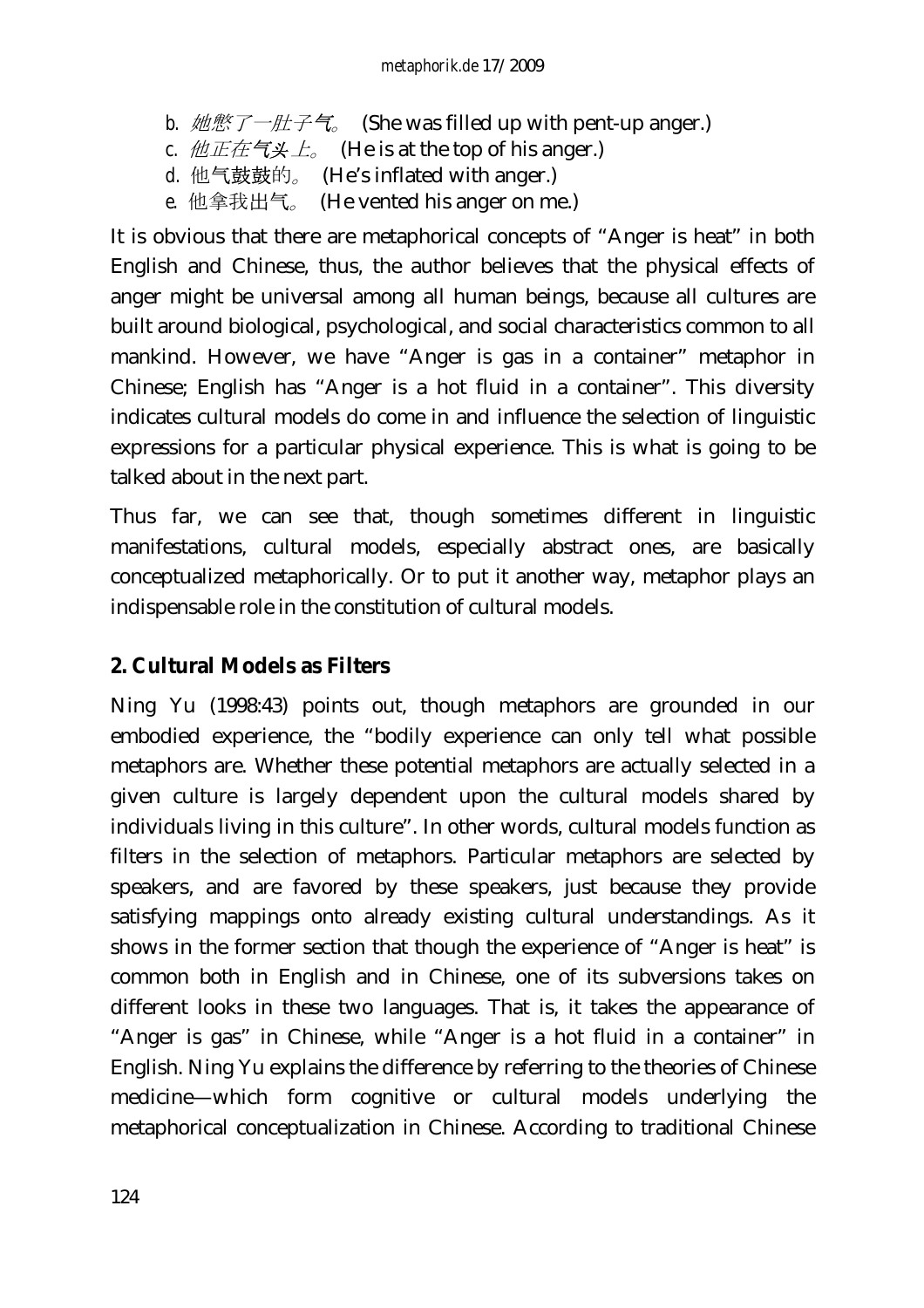b. 她憋了一肚子气。 (She was filled up with pent-up anger.)

c. 他正在气头上。 (He is at the top of his anger.)

d. 他气鼓鼓的。 (He's inflated with anger.)

e. 他拿我出气。 (He vented his anger on me.)

It is obvious that there are metaphorical concepts of "Anger is heat" in both English and Chinese, thus, the author believes that the physical effects of anger might be universal among all human beings, because all cultures are built around biological, psychological, and social characteristics common to all mankind. However, we have "Anger is gas in a container" metaphor in Chinese; English has "Anger is a hot fluid in a container". This diversity indicates cultural models do come in and influence the selection of linguistic expressions for a particular physical experience. This is what is going to be talked about in the next part.

Thus far, we can see that, though sometimes different in linguistic manifestations, cultural models, especially abstract ones, are basically conceptualized metaphorically. Or to put it another way, metaphor plays an indispensable role in the constitution of cultural models.

## 2. Cultural Models as Filters

Ning Yu (1998:43) points out, though metaphors are grounded in our embodied experience, the "bodily experience can only tell what possible metaphors are. Whether these potential metaphors are actually selected in a given culture is largely dependent upon the cultural models shared by individuals living in this culture". In other words, cultural models function as filters in the selection of metaphors. Particular metaphors are selected by speakers, and are favored by these speakers, just because they provide satisfying mappings onto already existing cultural understandings. As it shows in the former section that though the experience of "Anger is heat" is common both in English and in Chinese, one of its subversions takes on different looks in these two languages. That is, it takes the appearance of "Anger is gas" in Chinese, while "Anger is a hot fluid in a container" in English. Ning Yu explains the difference by referring to the theories of Chinese medicine—which form cognitive or cultural models underlying the metaphorical conceptualization in Chinese. According to traditional Chinese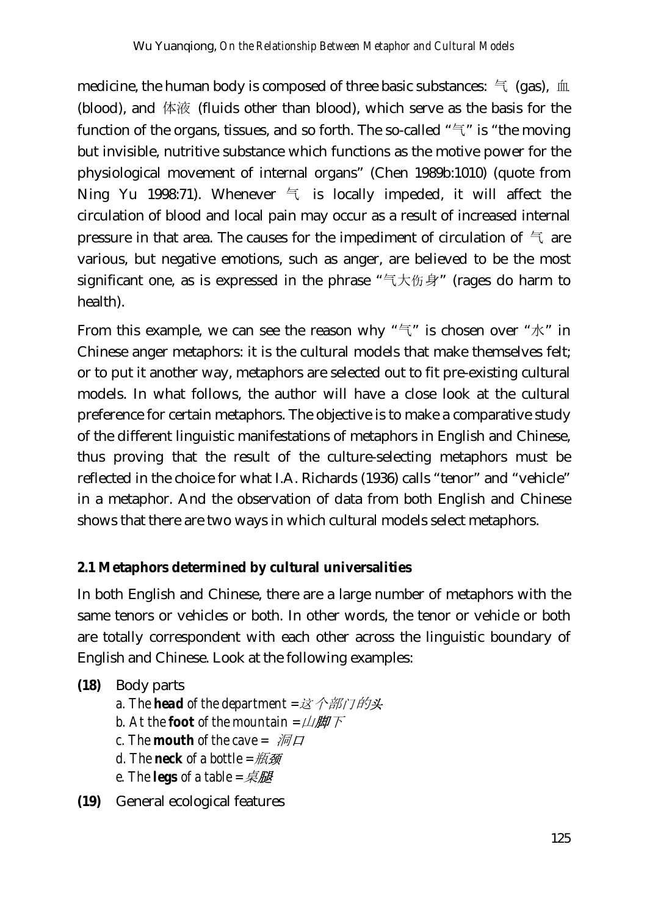medicine, the human body is composed of three basic substances: 气 (gas), 血 (blood), and 体液 (fluids other than blood), which serve as the basis for the function of the organs, tissues, and so forth. The so-called "气" is "the moving but invisible, nutritive substance which functions as the motive power for the physiological movement of internal organs" (Chen 1989b:1010) (quote from Ning Yu 1998:71). Whenever 气 is locally impeded, it will affect the circulation of blood and local pain may occur as a result of increased internal pressure in that area. The causes for the impediment of circulation of 气 are various, but negative emotions, such as anger, are believed to be the most significant one, as is expressed in the phrase "气大伤身" (rages do harm to health).

From this example, we can see the reason why "气" is chosen over "水" in Chinese anger metaphors: it is the cultural models that make themselves felt; or to put it another way, metaphors are selected out to fit pre-existing cultural models. In what follows, the author will have a close look at the cultural preference for certain metaphors. The objective is to make a comparative study of the different linguistic manifestations of metaphors in English and Chinese, thus proving that the result of the culture-selecting metaphors must be reflected in the choice for what I.A. Richards (1936) calls "tenor" and "vehicle" in a metaphor. And the observation of data from both English and Chinese shows that there are two ways in which cultural models select metaphors.

### 2.1 Metaphors determined by cultural universalities

In both English and Chinese, there are a large number of metaphors with the same tenors or vehicles or both. In other words, the tenor or vehicle or both are totally correspondent with each other across the linguistic boundary of English and Chinese. Look at the following examples:

**(18)** Body parts

*a. The **head** of the department =这个部门的**头***

*b. At the **foot** of the mountain =山**脚**下*

*c. The **mouth** of the cave = 洞**口***

*d. The **neck** of a bottle =瓶**颈***

*e. The **legs** of a table =桌**腿***

**(19)** General ecological features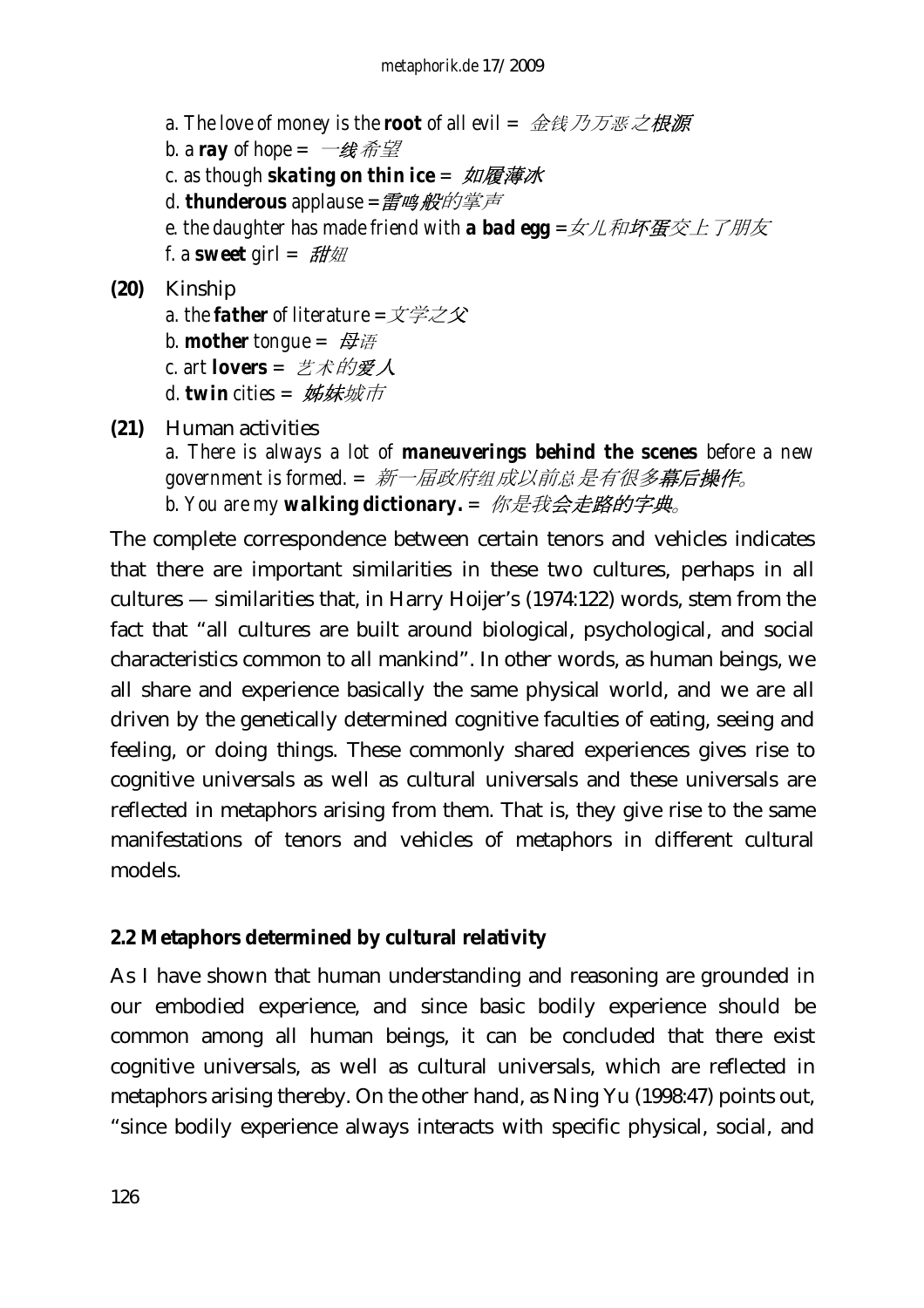a. *The love of money is the* ***root*** *of all evil* = *金钱乃万恶之**根源***

b. *a* ***ray*** *of hope* = *一**线**希望*

c. *as though* ***skating on thin ice*** = ***如履薄冰***

d. ***thunderous*** *applause* =***雷鸣般***的掌声

e. *the daughter has made friend with* ***a bad egg*** =*女儿和**坏蛋**交上了朋友*

f. *a* ***sweet*** *girl* = ***甜**妞*

**(20)** Kinship

a. *the* ***father*** *of literature* =*文学之**父***

b. ***mother*** *tongue* = ***母**语*

c. *art* ***lovers*** = *艺术的**爱人***

d. ***twin*** *cities* = ***姊妹**城市*

**(21)** Human activities

a. *There is always a lot of* ***maneuverings behind the scenes*** *before a new government is formed.* = *新一届政府组成以前总是有很多**幕后操作**。*

b. *You are my* ***walking dictionary.*** = *你是我**会走路的字典**。*

The complete correspondence between certain tenors and vehicles indicates that there are important similarities in these two cultures, perhaps in all cultures — similarities that, in Harry Hoijer's (1974:122) words, stem from the fact that "all cultures are built around biological, psychological, and social characteristics common to all mankind". In other words, as human beings, we all share and experience basically the same physical world, and we are all driven by the genetically determined cognitive faculties of eating, seeing and feeling, or doing things. These commonly shared experiences gives rise to cognitive universals as well as cultural universals and these universals are reflected in metaphors arising from them. That is, they give rise to the same manifestations of tenors and vehicles of metaphors in different cultural models.

## 2.2 Metaphors determined by cultural relativity

As I have shown that human understanding and reasoning are grounded in our embodied experience, and since basic bodily experience should be common among all human beings, it can be concluded that there exist cognitive universals, as well as cultural universals, which are reflected in metaphors arising thereby. On the other hand, as Ning Yu (1998:47) points out, "since bodily experience always interacts with specific physical, social, and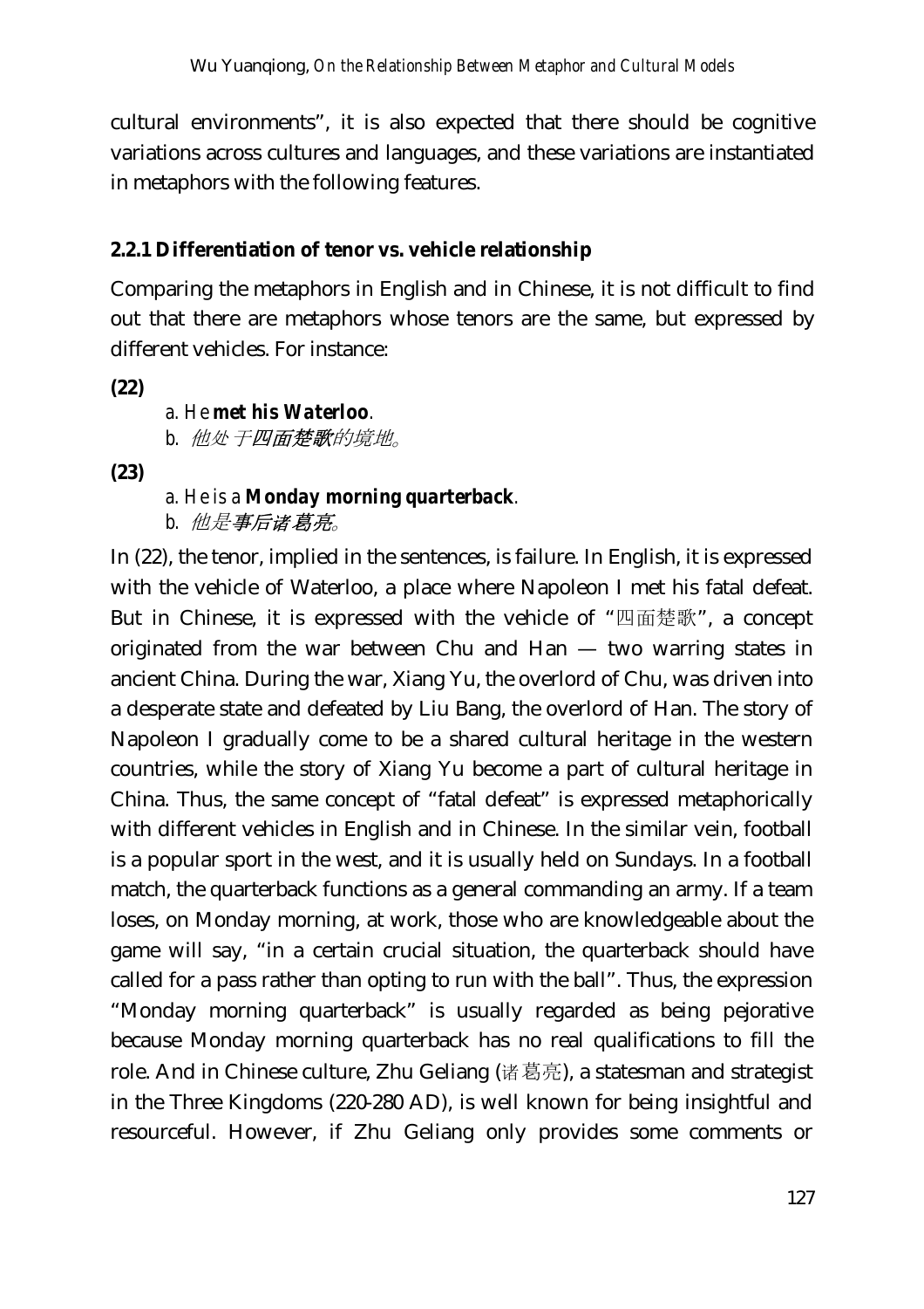cultural environments", it is also expected that there should be cognitive variations across cultures and languages, and these variations are instantiated in metaphors with the following features.

### 2.2.1 Differentiation of tenor vs. vehicle relationship

Comparing the metaphors in English and in Chinese, it is not difficult to find out that there are metaphors whose tenors are the same, but expressed by different vehicles. For instance:

**(22)**

*a. He **met his Waterloo**.*
*b. 他处于**四面楚歌**的境地。*

**(23)**

*a. He is a **Monday morning quarterback**.*
*b. 他是**事后诸葛亮**。*

In (22), the tenor, implied in the sentences, is failure. In English, it is expressed with the vehicle of Waterloo, a place where Napoleon I met his fatal defeat. But in Chinese, it is expressed with the vehicle of "四面楚歌", a concept originated from the war between Chu and Han — two warring states in ancient China. During the war, Xiang Yu, the overlord of Chu, was driven into a desperate state and defeated by Liu Bang, the overlord of Han. The story of Napoleon I gradually come to be a shared cultural heritage in the western countries, while the story of Xiang Yu become a part of cultural heritage in China. Thus, the same concept of "fatal defeat" is expressed metaphorically with different vehicles in English and in Chinese. In the similar vein, football is a popular sport in the west, and it is usually held on Sundays. In a football match, the quarterback functions as a general commanding an army. If a team loses, on Monday morning, at work, those who are knowledgeable about the game will say, "in a certain crucial situation, the quarterback should have called for a pass rather than opting to run with the ball". Thus, the expression "Monday morning quarterback" is usually regarded as being pejorative because Monday morning quarterback has no real qualifications to fill the role. And in Chinese culture, Zhu Geliang (诸葛亮), a statesman and strategist in the Three Kingdoms (220-280 AD), is well known for being insightful and resourceful. However, if Zhu Geliang only provides some comments or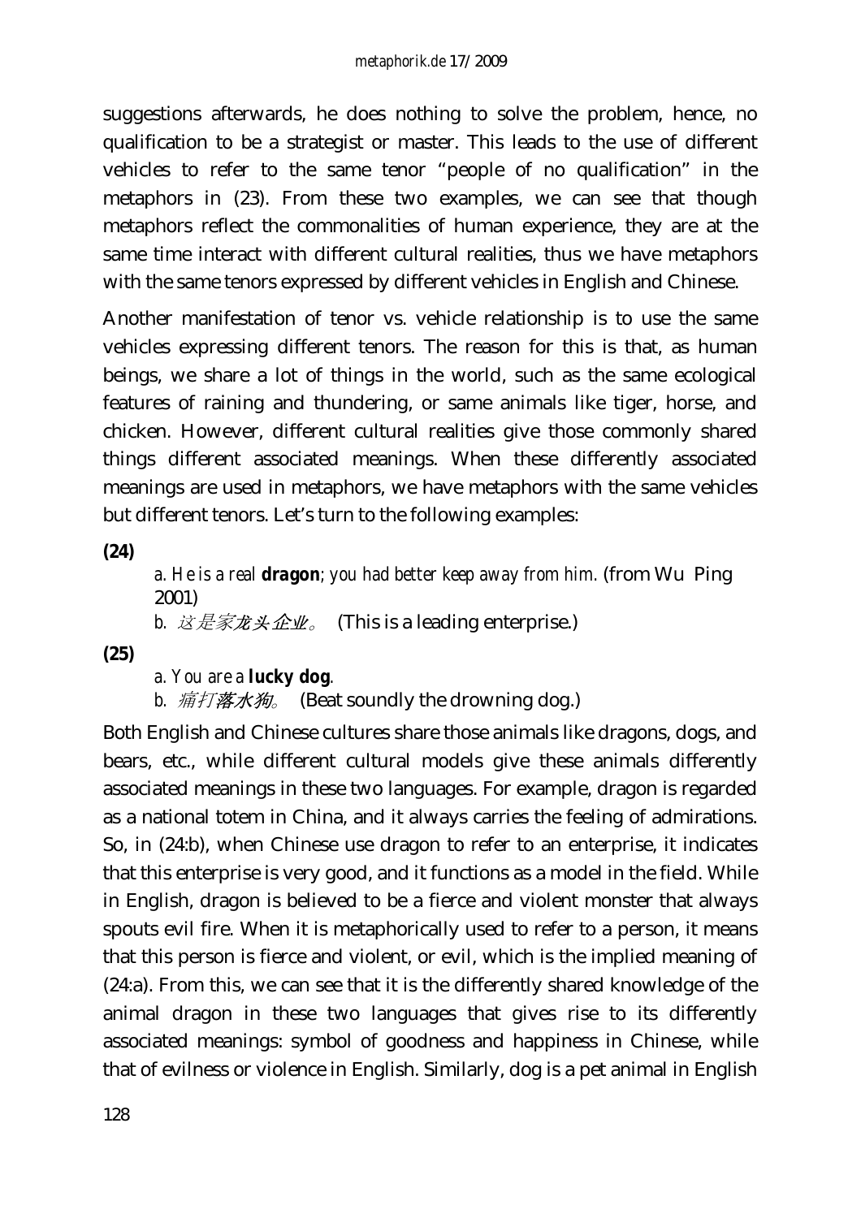suggestions afterwards, he does nothing to solve the problem, hence, no qualification to be a strategist or master. This leads to the use of different vehicles to refer to the same tenor "people of no qualification" in the metaphors in (23). From these two examples, we can see that though metaphors reflect the commonalities of human experience, they are at the same time interact with different cultural realities, thus we have metaphors with the same tenors expressed by different vehicles in English and Chinese.

Another manifestation of tenor vs. vehicle relationship is to use the same vehicles expressing different tenors. The reason for this is that, as human beings, we share a lot of things in the world, such as the same ecological features of raining and thundering, or same animals like tiger, horse, and chicken. However, different cultural realities give those commonly shared things different associated meanings. When these differently associated meanings are used in metaphors, we have metaphors with the same vehicles but different tenors. Let's turn to the following examples:

**(24)**

a. *He is a real **dragon**; you had better keep away from him.* (from Wu Ping 2001)

b. *这是家**龙头**企业。* (This is a leading enterprise.)

**(25)**

a. *You are a **lucky dog**.*

b. *痛打**落水狗**。* (Beat soundly the drowning dog.)

Both English and Chinese cultures share those animals like dragons, dogs, and bears, etc., while different cultural models give these animals differently associated meanings in these two languages. For example, dragon is regarded as a national totem in China, and it always carries the feeling of admirations. So, in (24:b), when Chinese use dragon to refer to an enterprise, it indicates that this enterprise is very good, and it functions as a model in the field. While in English, dragon is believed to be a fierce and violent monster that always spouts evil fire. When it is metaphorically used to refer to a person, it means that this person is fierce and violent, or evil, which is the implied meaning of (24:a). From this, we can see that it is the differently shared knowledge of the animal dragon in these two languages that gives rise to its differently associated meanings: symbol of goodness and happiness in Chinese, while that of evilness or violence in English. Similarly, dog is a pet animal in English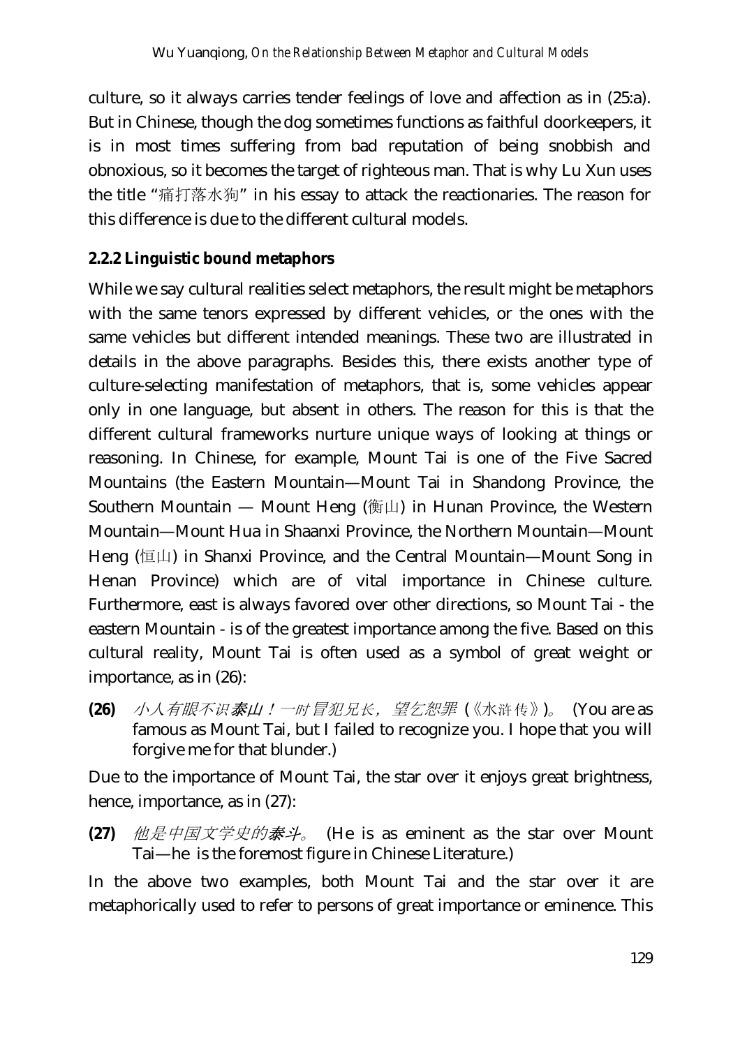culture, so it always carries tender feelings of love and affection as in (25:a). But in Chinese, though the dog sometimes functions as faithful doorkeepers, it is in most times suffering from bad reputation of being snobbish and obnoxious, so it becomes the target of righteous man. That is why Lu Xun uses the title "痛打落水狗" in his essay to attack the reactionaries. The reason for this difference is due to the different cultural models.

### 2.2.2 Linguistic bound metaphors

While we say cultural realities select metaphors, the result might be metaphors with the same tenors expressed by different vehicles, or the ones with the same vehicles but different intended meanings. These two are illustrated in details in the above paragraphs. Besides this, there exists another type of culture-selecting manifestation of metaphors, that is, some vehicles appear only in one language, but absent in others. The reason for this is that the different cultural frameworks nurture unique ways of looking at things or reasoning. In Chinese, for example, Mount Tai is one of the Five Sacred Mountains (the Eastern Mountain—Mount Tai in Shandong Province, the Southern Mountain — Mount Heng (衡山) in Hunan Province, the Western Mountain—Mount Hua in Shaanxi Province, the Northern Mountain—Mount Heng (恒山) in Shanxi Province, and the Central Mountain—Mount Song in Henan Province) which are of vital importance in Chinese culture. Furthermore, east is always favored over other directions, so Mount Tai - the eastern Mountain - is of the greatest importance among the five. Based on this cultural reality, Mount Tai is often used as a symbol of great weight or importance, as in (26):

**(26)** *小人有眼不识**泰山**！一时冒犯兄长，望乞恕罪* (《水浒传》)。 (You are as famous as Mount Tai, but I failed to recognize you. I hope that you will forgive me for that blunder.)

Due to the importance of Mount Tai, the star over it enjoys great brightness, hence, importance, as in (27):

**(27)** *他是中国文学史的**泰斗**。* (He is as eminent as the star over Mount Tai—he is the foremost figure in Chinese Literature.)

In the above two examples, both Mount Tai and the star over it are metaphorically used to refer to persons of great importance or eminence. This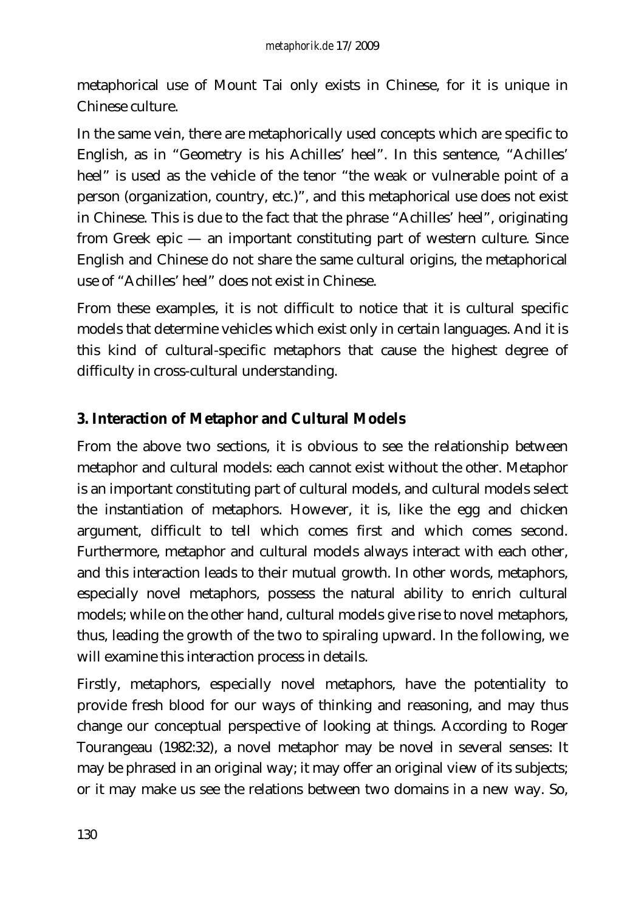metaphorical use of Mount Tai only exists in Chinese, for it is unique in Chinese culture.

In the same vein, there are metaphorically used concepts which are specific to English, as in "Geometry is his Achilles' heel". In this sentence, "Achilles' heel" is used as the vehicle of the tenor "the weak or vulnerable point of a person (organization, country, etc.)", and this metaphorical use does not exist in Chinese. This is due to the fact that the phrase "Achilles' heel", originating from Greek epic — an important constituting part of western culture. Since English and Chinese do not share the same cultural origins, the metaphorical use of "Achilles' heel" does not exist in Chinese.

From these examples, it is not difficult to notice that it is cultural specific models that determine vehicles which exist only in certain languages. And it is this kind of cultural-specific metaphors that cause the highest degree of difficulty in cross-cultural understanding.

## 3. Interaction of Metaphor and Cultural Models

From the above two sections, it is obvious to see the relationship between metaphor and cultural models: each cannot exist without the other. Metaphor is an important constituting part of cultural models, and cultural models select the instantiation of metaphors. However, it is, like the egg and chicken argument, difficult to tell which comes first and which comes second. Furthermore, metaphor and cultural models always interact with each other, and this interaction leads to their mutual growth. In other words, metaphors, especially novel metaphors, possess the natural ability to enrich cultural models; while on the other hand, cultural models give rise to novel metaphors, thus, leading the growth of the two to spiraling upward. In the following, we will examine this interaction process in details.

Firstly, metaphors, especially novel metaphors, have the potentiality to provide fresh blood for our ways of thinking and reasoning, and may thus change our conceptual perspective of looking at things. According to Roger Tourangeau (1982:32), a novel metaphor may be novel in several senses: It may be phrased in an original way; it may offer an original view of its subjects; or it may make us see the relations between two domains in a new way. So,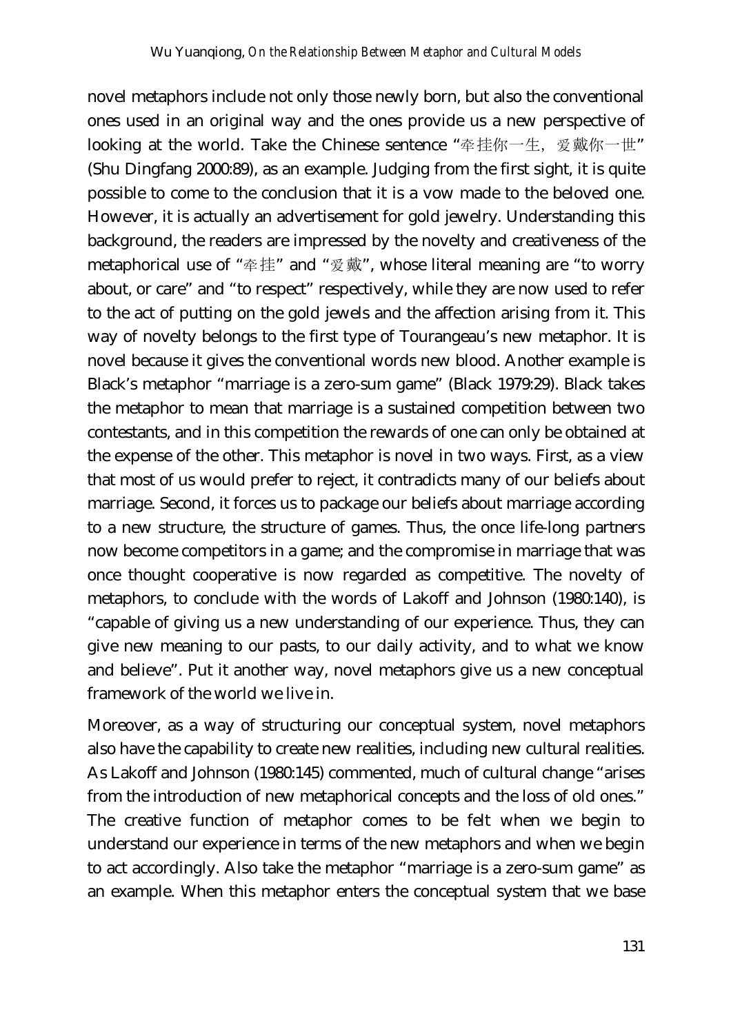novel metaphors include not only those newly born, but also the conventional ones used in an original way and the ones provide us a new perspective of looking at the world. Take the Chinese sentence "牵挂你一生，爱戴你一世" (Shu Dingfang 2000:89), as an example. Judging from the first sight, it is quite possible to come to the conclusion that it is a vow made to the beloved one. However, it is actually an advertisement for gold jewelry. Understanding this background, the readers are impressed by the novelty and creativeness of the metaphorical use of "牵挂" and "爱戴", whose literal meaning are "to worry about, or care" and "to respect" respectively, while they are now used to refer to the act of putting on the gold jewels and the affection arising from it. This way of novelty belongs to the first type of Tourangeau's new metaphor. It is novel because it gives the conventional words new blood. Another example is Black's metaphor "marriage is a zero-sum game" (Black 1979:29). Black takes the metaphor to mean that marriage is a sustained competition between two contestants, and in this competition the rewards of one can only be obtained at the expense of the other. This metaphor is novel in two ways. First, as a view that most of us would prefer to reject, it contradicts many of our beliefs about marriage. Second, it forces us to package our beliefs about marriage according to a new structure, the structure of games. Thus, the once life-long partners now become competitors in a game; and the compromise in marriage that was once thought cooperative is now regarded as competitive. The novelty of metaphors, to conclude with the words of Lakoff and Johnson (1980:140), is "capable of giving us a new understanding of our experience. Thus, they can give new meaning to our pasts, to our daily activity, and to what we know and believe". Put it another way, novel metaphors give us a new conceptual framework of the world we live in.

Moreover, as a way of structuring our conceptual system, novel metaphors also have the capability to create new realities, including new cultural realities. As Lakoff and Johnson (1980:145) commented, much of cultural change "arises from the introduction of new metaphorical concepts and the loss of old ones." The creative function of metaphor comes to be felt when we begin to understand our experience in terms of the new metaphors and when we begin to act accordingly. Also take the metaphor "marriage is a zero-sum game" as an example. When this metaphor enters the conceptual system that we base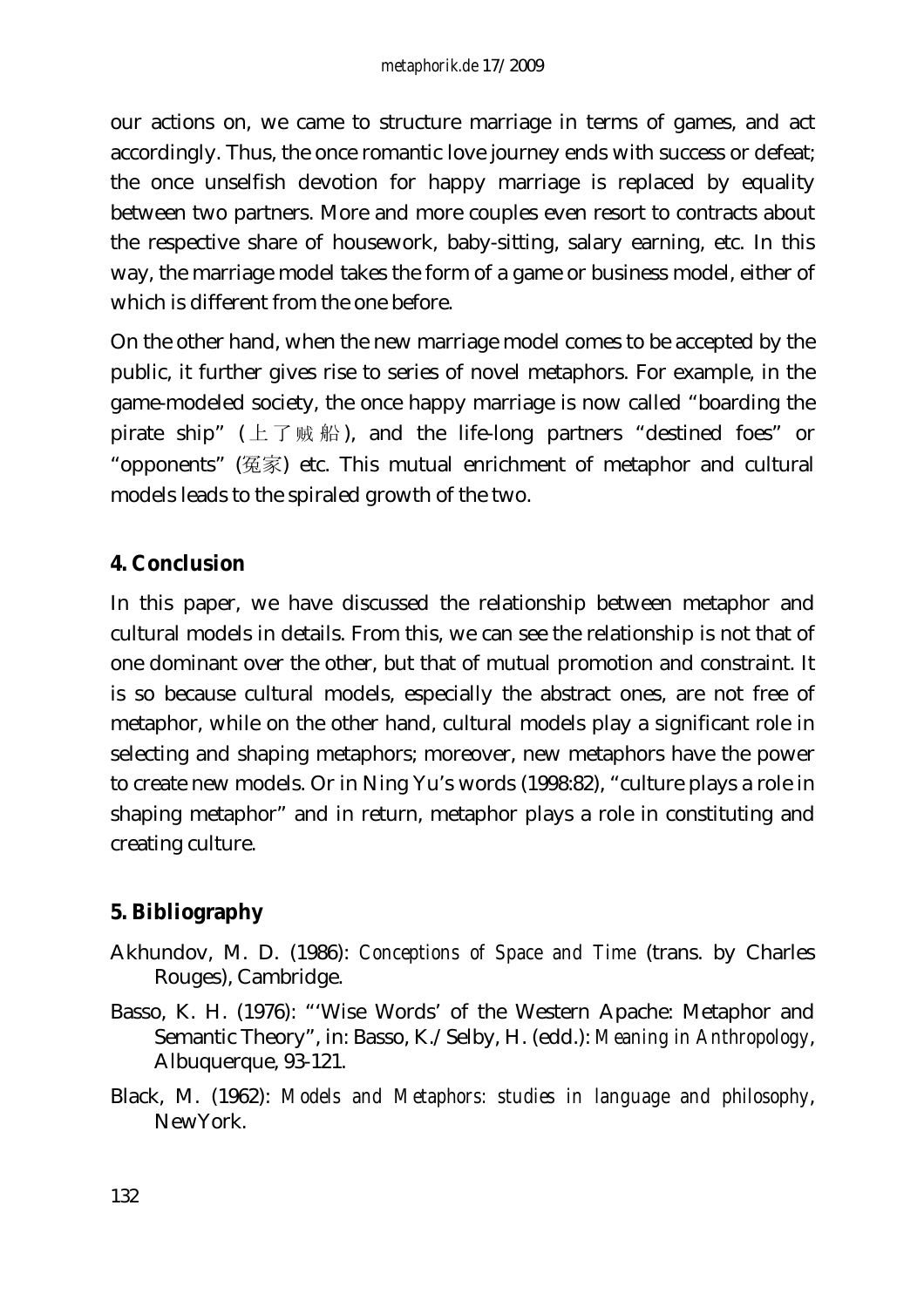our actions on, we came to structure marriage in terms of games, and act accordingly. Thus, the once romantic love journey ends with success or defeat; the once unselfish devotion for happy marriage is replaced by equality between two partners. More and more couples even resort to contracts about the respective share of housework, baby-sitting, salary earning, etc. In this way, the marriage model takes the form of a game or business model, either of which is different from the one before.

On the other hand, when the new marriage model comes to be accepted by the public, it further gives rise to series of novel metaphors. For example, in the game-modeled society, the once happy marriage is now called "boarding the pirate ship" (上了贼船), and the life-long partners "destined foes" or "opponents" (冤家) etc. This mutual enrichment of metaphor and cultural models leads to the spiraled growth of the two.

## 4. Conclusion

In this paper, we have discussed the relationship between metaphor and cultural models in details. From this, we can see the relationship is not that of one dominant over the other, but that of mutual promotion and constraint. It is so because cultural models, especially the abstract ones, are not free of metaphor, while on the other hand, cultural models play a significant role in selecting and shaping metaphors; moreover, new metaphors have the power to create new models. Or in Ning Yu's words (1998:82), "culture plays a role in shaping metaphor" and in return, metaphor plays a role in constituting and creating culture.

## 5. Bibliography

Akhundov, M. D. (1986): *Conceptions of Space and Time* (trans. by Charles Rouges), Cambridge.

Basso, K. H. (1976): "'Wise Words' of the Western Apache: Metaphor and Semantic Theory", in: Basso, K./Selby, H. (edd.): *Meaning in Anthropology*, Albuquerque, 93-121.

Black, M. (1962): *Models and Metaphors: studies in language and philosophy*, NewYork.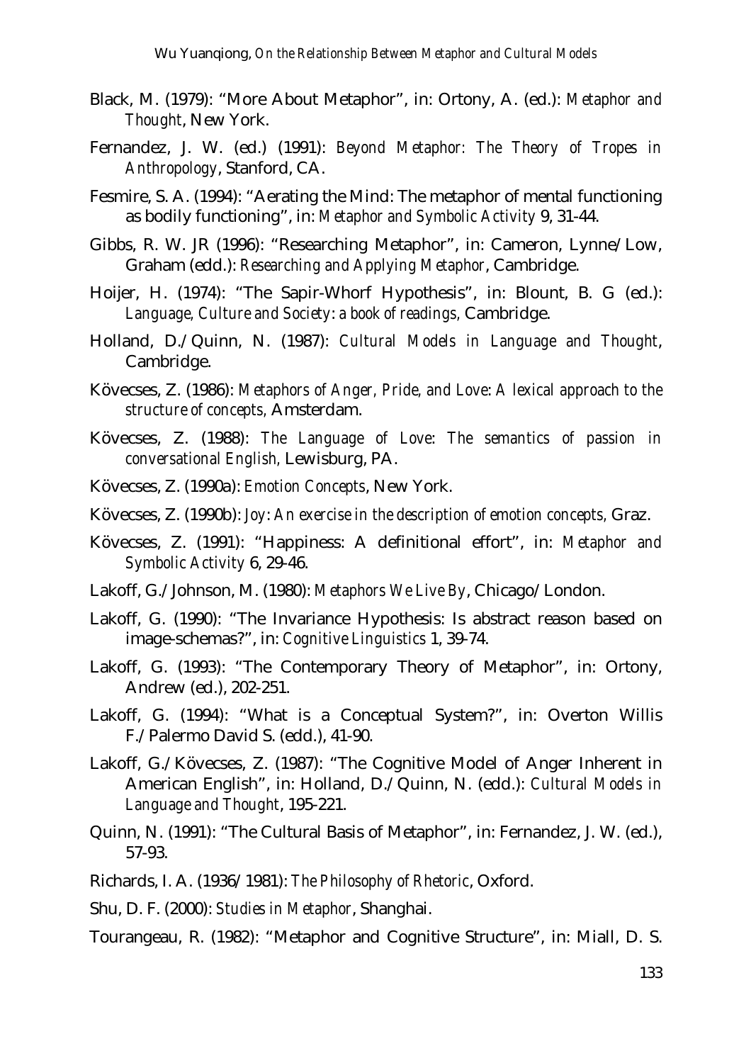Black, M. (1979): "More About Metaphor", in: Ortony, A. (ed.): *Metaphor and Thought*, New York.

Fernandez, J. W. (ed.) (1991): *Beyond Metaphor: The Theory of Tropes in Anthropology*, Stanford, CA.

Fesmire, S. A. (1994): "Aerating the Mind: The metaphor of mental functioning as bodily functioning", in: *Metaphor and Symbolic Activity* 9, 31-44.

Gibbs, R. W. JR (1996): "Researching Metaphor", in: Cameron, Lynne/Low, Graham (edd.): *Researching and Applying Metaphor*, Cambridge.

Hoijer, H. (1974): "The Sapir-Whorf Hypothesis", in: Blount, B. G (ed.): *Language, Culture and Society: a book of readings,* Cambridge.

Holland, D./Quinn, N. (1987): *Cultural Models in Language and Thought*, Cambridge.

Kövecses, Z. (1986): *Metaphors of Anger, Pride, and Love: A lexical approach to the structure of concepts,* Amsterdam.

Kövecses, Z. (1988): *The Language of Love: The semantics of passion in conversational English,* Lewisburg, PA.

Kövecses, Z. (1990a): *Emotion Concepts*, New York.

Kövecses, Z. (1990b): *Joy: An exercise in the description of emotion concepts,* Graz.

Kövecses, Z. (1991): "Happiness: A definitional effort", in: *Metaphor and Symbolic Activity* 6, 29-46.

Lakoff, G./Johnson, M. (1980): *Metaphors We Live By*, Chicago/London.

Lakoff, G. (1990): "The Invariance Hypothesis: Is abstract reason based on image-schemas?", in: *Cognitive Linguistics* 1, 39-74.

Lakoff, G. (1993): "The Contemporary Theory of Metaphor", in: Ortony, Andrew (ed.), 202-251.

Lakoff, G. (1994): "What is a Conceptual System?", in: Overton Willis F./Palermo David S. (edd.), 41-90.

Lakoff, G./Kövecses, Z. (1987): "The Cognitive Model of Anger Inherent in American English", in: Holland, D./Quinn, N. (edd.): *Cultural Models in Language and Thought*, 195-221.

Quinn, N. (1991): "The Cultural Basis of Metaphor", in: Fernandez, J. W. (ed.), 57-93.

Richards, I. A. (1936/1981): *The Philosophy of Rhetoric*, Oxford.

Shu, D. F. (2000): *Studies in Metaphor*, Shanghai.

Tourangeau, R. (1982): "Metaphor and Cognitive Structure", in: Miall, D. S.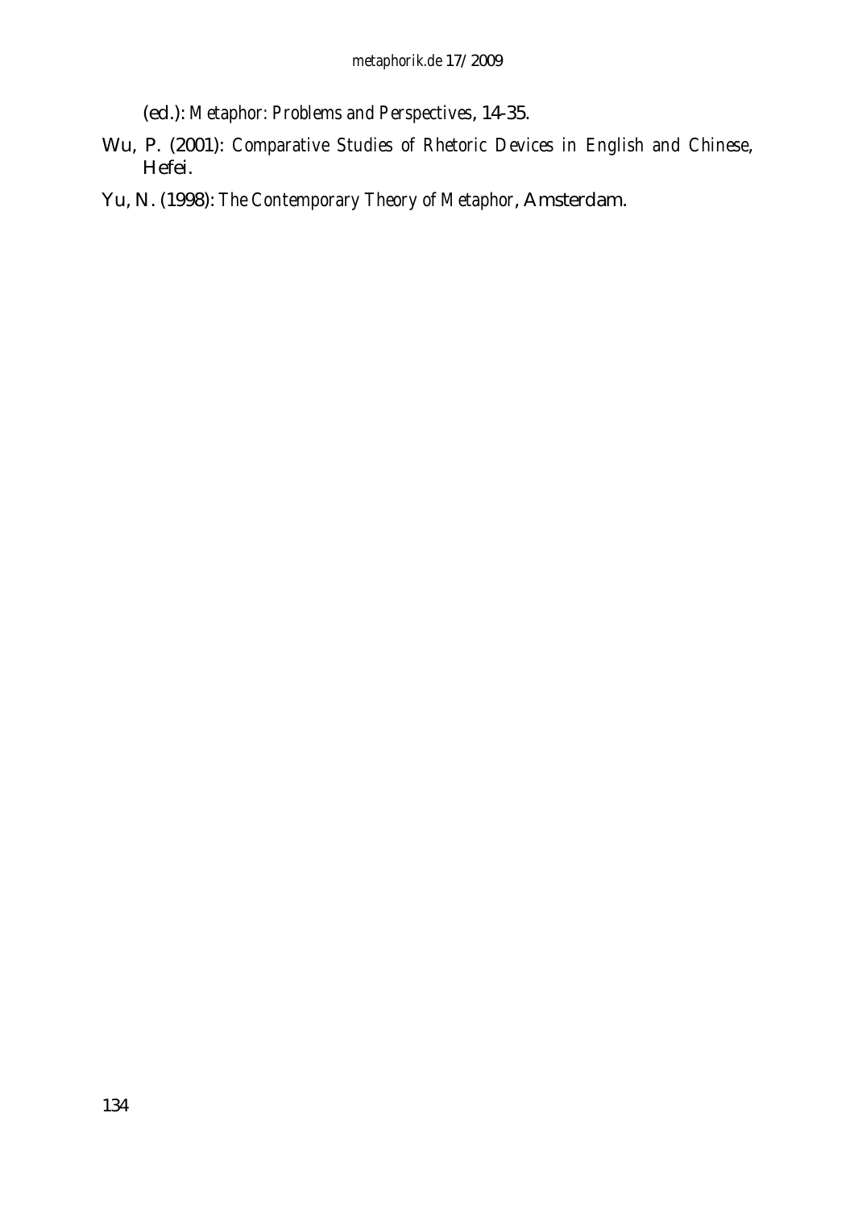(ed.): *Metaphor: Problems and Perspectives*, 14-35.

Wu, P. (2001): *Comparative Studies of Rhetoric Devices in English and Chinese*, Hefei.

Yu, N. (1998): *The Contemporary Theory of Metaphor*, Amsterdam.